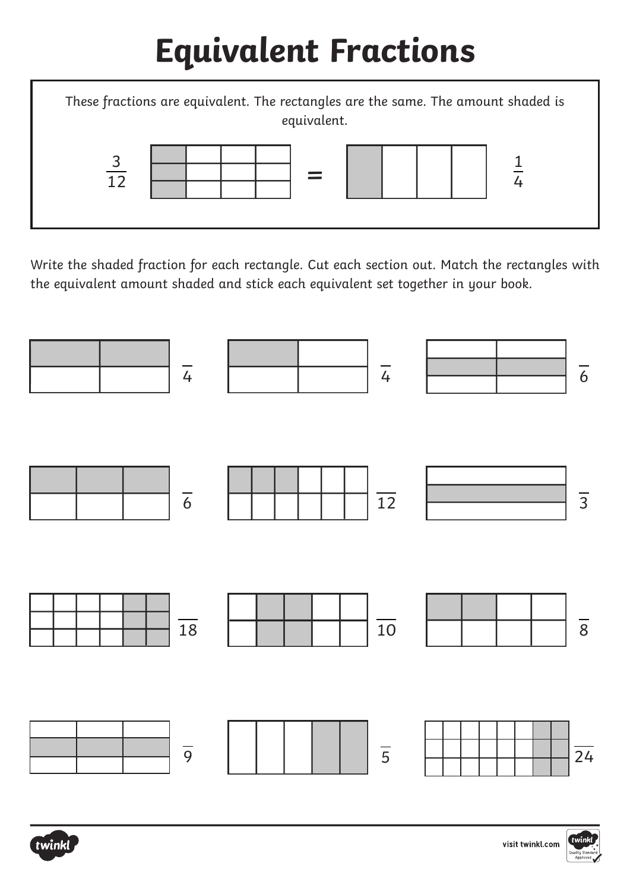# Equivalent Fractions

These fractions are equivalent. The rectangles are the same. The amount shaded is equivalent.

$\frac{3}{12}$ = $\frac{1}{4}$

Write the shaded fraction for each rectangle. Cut each section out. Match the rectangles with the equivalent amount shaded and stick each equivalent set together in your book.

$\frac{\phantom{0}}{4}$ $\frac{\phantom{0}}{4}$ $\frac{\phantom{0}}{6}$

$\frac{\phantom{0}}{6}$ $\frac{\phantom{0}}{12}$ $\frac{\phantom{0}}{3}$

$\frac{\phantom{0}}{18}$ $\frac{\phantom{0}}{10}$ $\frac{\phantom{0}}{8}$

$\frac{\phantom{0}}{9}$ $\frac{\phantom{0}}{5}$ $\frac{\phantom{0}}{24}$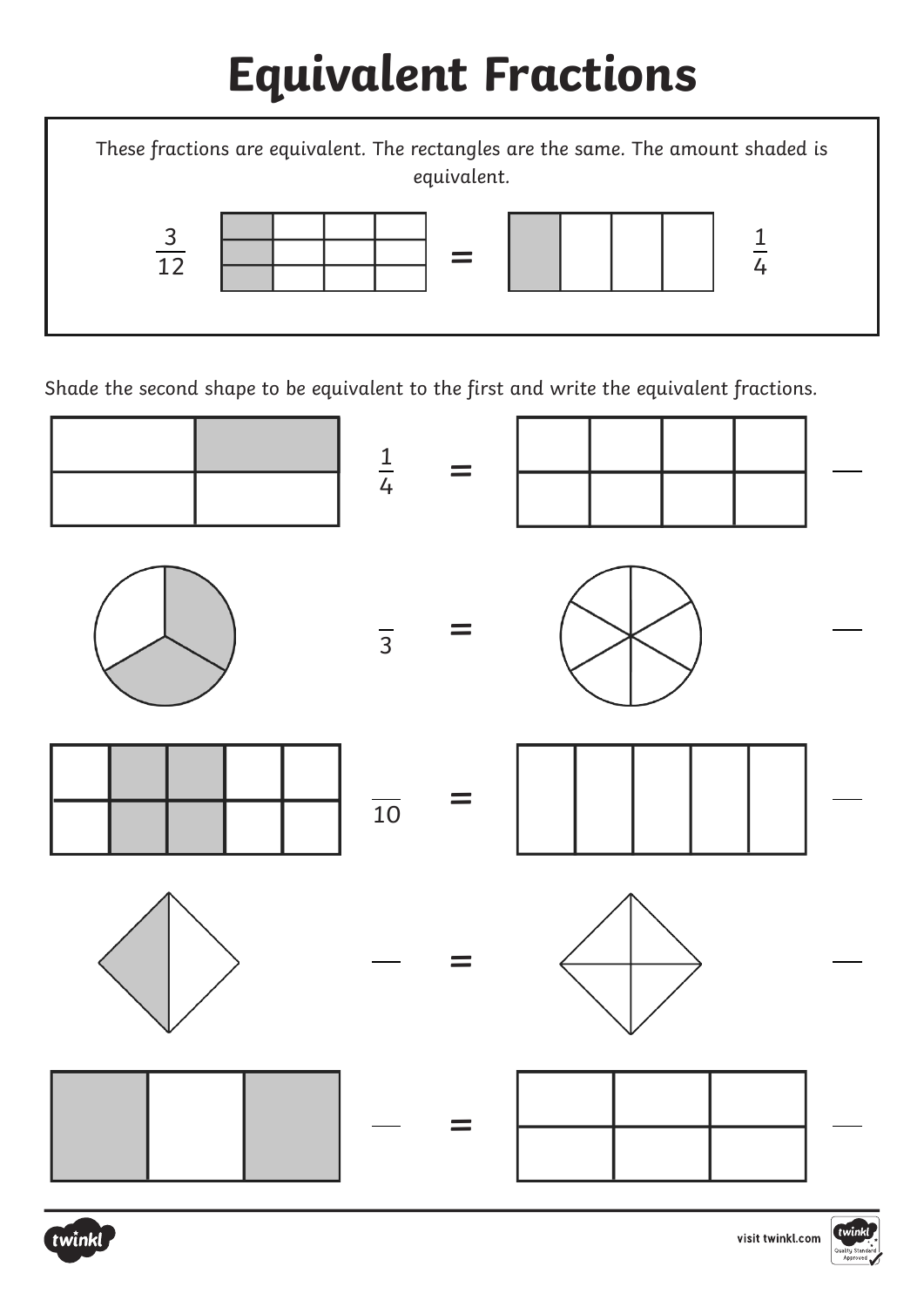# Equivalent Fractions

These fractions are equivalent. The rectangles are the same. The amount shaded is equivalent.

$\frac{3}{12}$ = $\frac{1}{4}$

Shade the second shape to be equivalent to the first and write the equivalent fractions.

$\frac{1}{4}$ = ___

$\frac{\phantom{0}}{3}$ = ___

$\frac{\phantom{0}}{10}$ = ___

___ = ___

___ = ___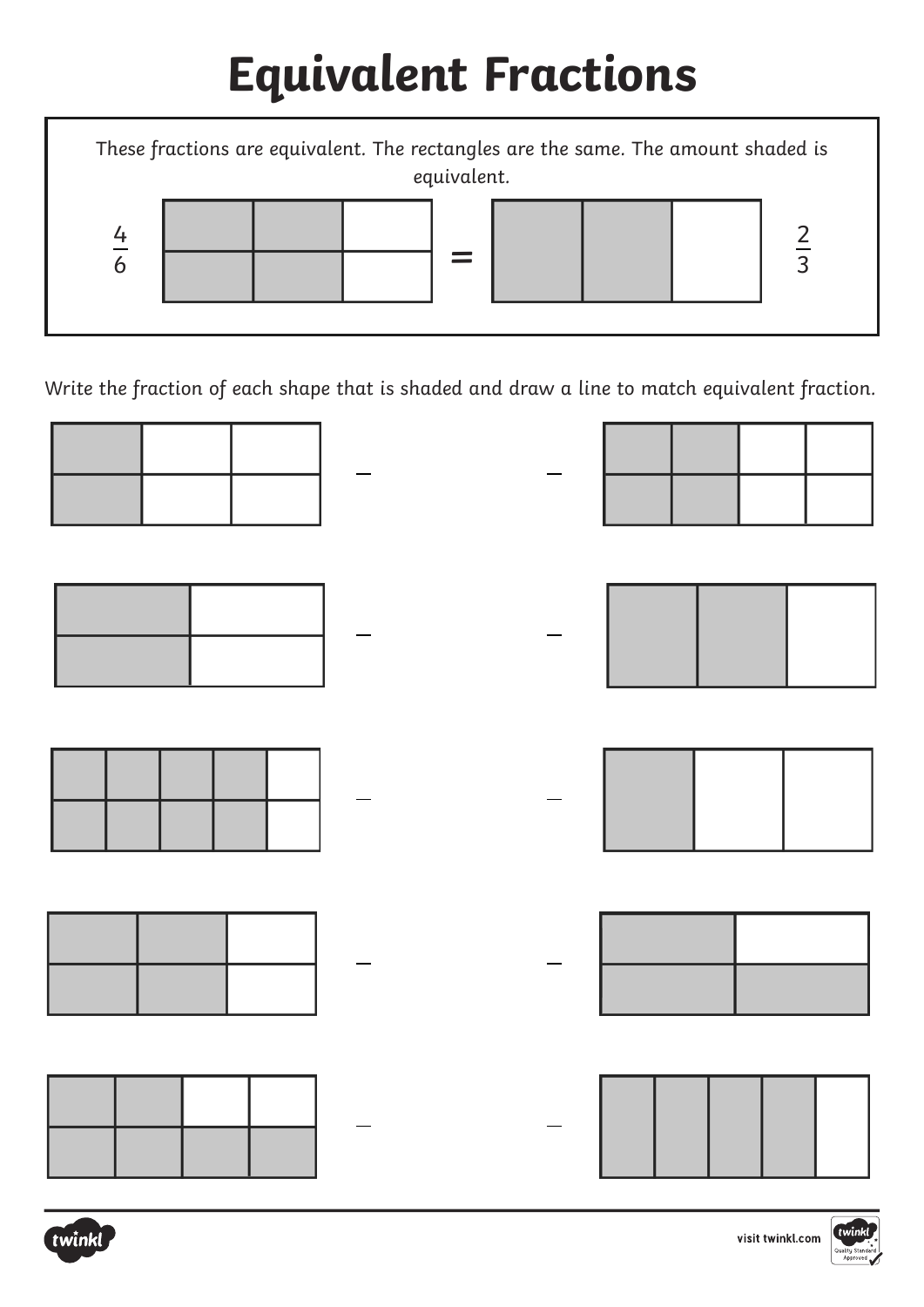# Equivalent Fractions

These fractions are equivalent. The rectangles are the same. The amount shaded is equivalent.

$\frac{4}{6}$ = $\frac{2}{3}$

Write the fraction of each shape that is shaded and draw a line to match equivalent fraction.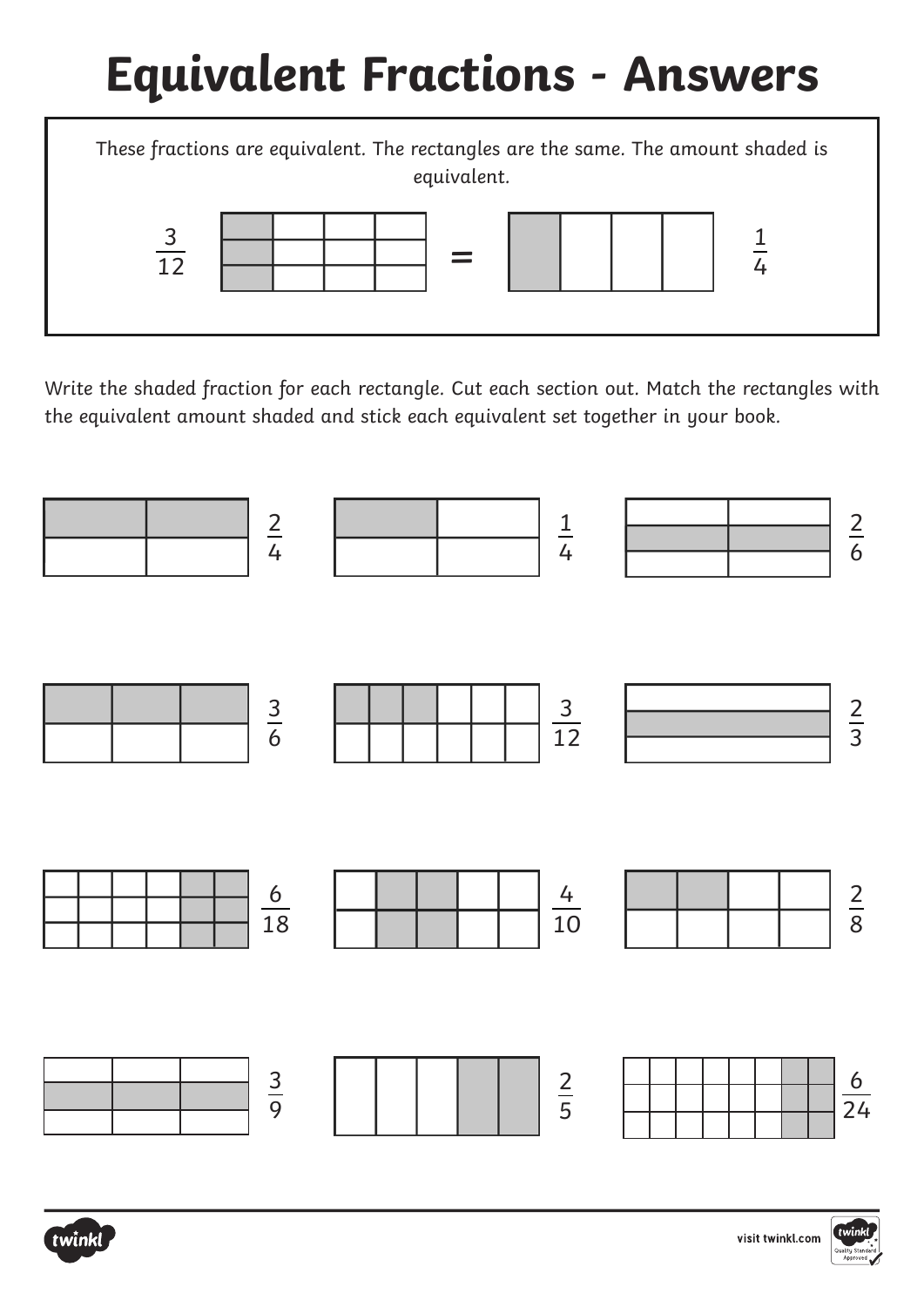# Equivalent Fractions - Answers

*These fractions are equivalent. The rectangles are the same. The amount shaded is equivalent.*

$\frac{3}{12}$ = $\frac{1}{4}$

Write the shaded fraction for each rectangle. Cut each section out. Match the rectangles with the equivalent amount shaded and stick each equivalent set together in your book.

$\frac{2}{4}$ $\frac{1}{4}$ $\frac{2}{6}$

$\frac{3}{6}$ $\frac{3}{12}$ $\frac{2}{3}$

$\frac{6}{18}$ $\frac{4}{10}$ $\frac{2}{8}$

$\frac{3}{9}$ $\frac{2}{5}$ $\frac{6}{24}$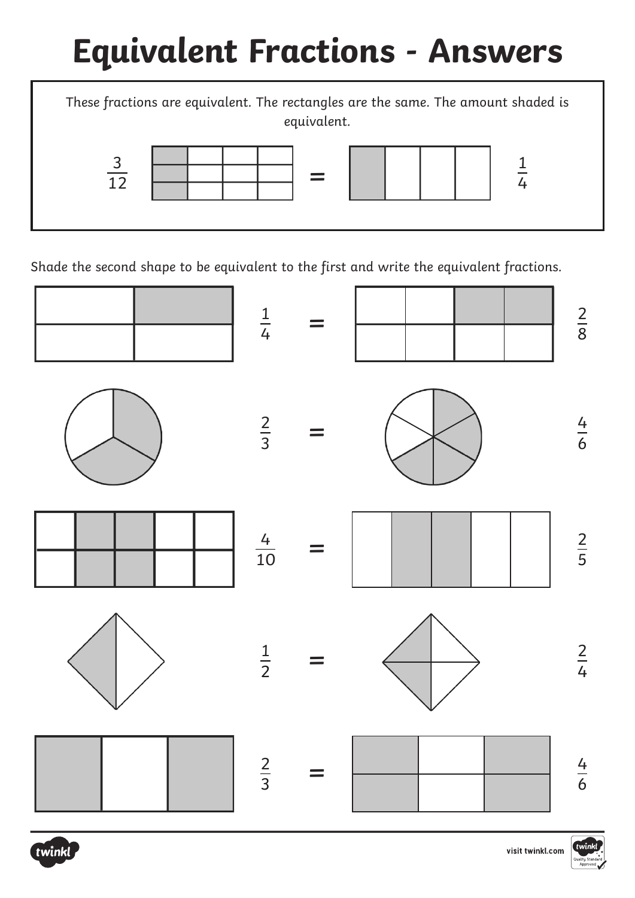# Equivalent Fractions - Answers

These fractions are equivalent. The rectangles are the same. The amount shaded is equivalent.

$\frac{3}{12} = \frac{1}{4}$

Shade the second shape to be equivalent to the first and write the equivalent fractions.

$\frac{1}{4} = \frac{2}{8}$

$\frac{2}{3} = \frac{4}{6}$

$\frac{4}{10} = \frac{2}{5}$

$\frac{1}{2} = \frac{2}{4}$

$\frac{2}{3} = \frac{4}{6}$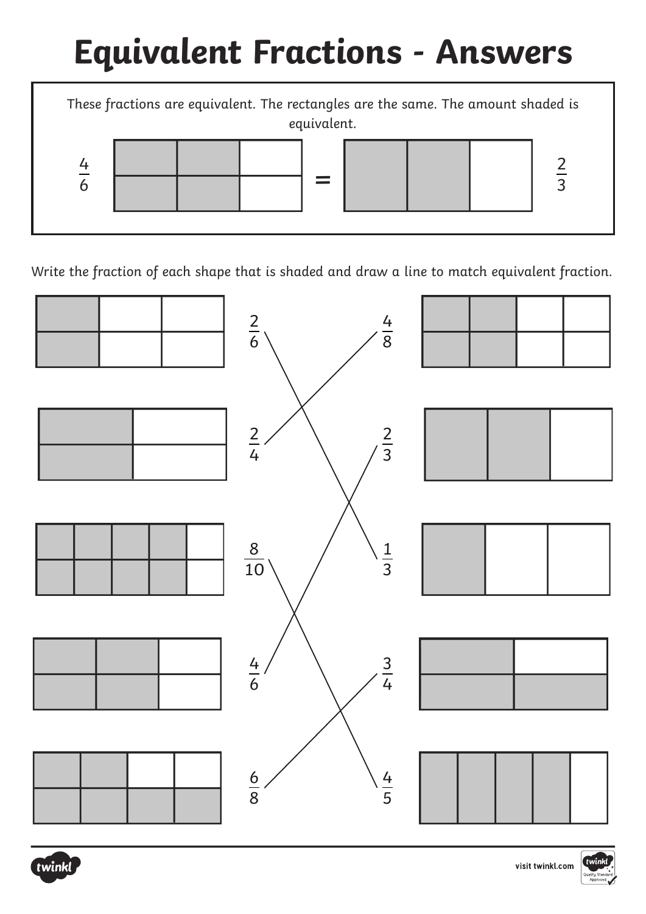# Equivalent Fractions - Answers

These fractions are equivalent. The rectangles are the same. The amount shaded is equivalent.

$\frac{4}{6}$ = $\frac{2}{3}$

Write the fraction of each shape that is shaded and draw a line to match equivalent fraction.

$\frac{2}{6}$ $\frac{4}{8}$

$\frac{2}{4}$ $\frac{2}{3}$

$\frac{8}{10}$ $\frac{1}{3}$

$\frac{4}{6}$ $\frac{3}{4}$

$\frac{6}{8}$ $\frac{4}{5}$